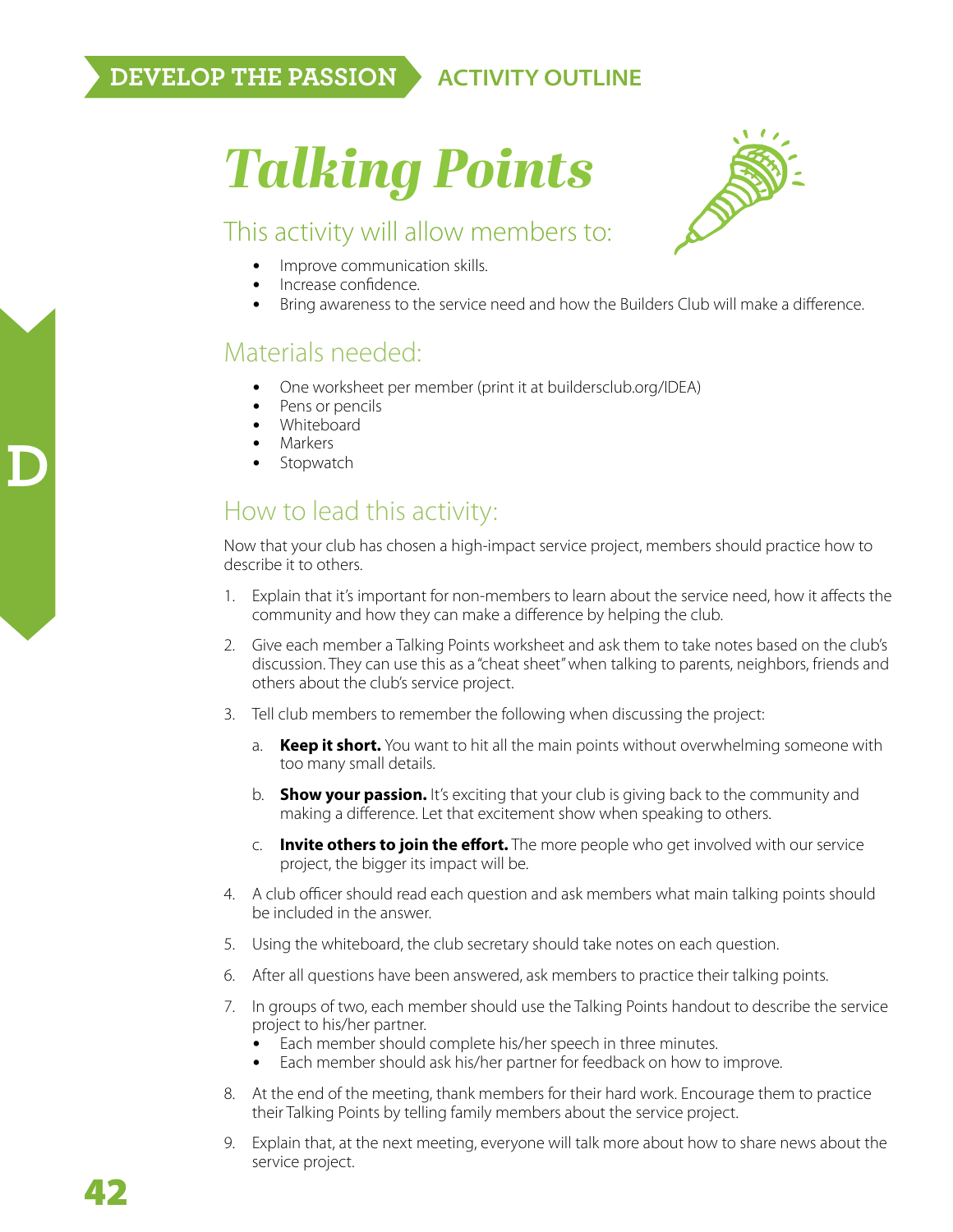DEVELOP THE PASSION ACTIVITY OUTLINE

# Talking Points

## This activity will allow members to:

- Improve communication skills.
- Increase confidence.
- Bring awareness to the service need and how the Builders Club will make a difference.

## Materials needed:

- One worksheet per member (print it at buildersclub.org/IDEA)
- Pens or pencils
- Whiteboard
- Markers
- Stopwatch

## How to lead this activity:

Now that your club has chosen a high-impact service project, members should practice how to describe it to others.

1. Explain that it's important for non-members to learn about the service need, how it affects the community and how they can make a difference by helping the club.
2. Give each member a Talking Points worksheet and ask them to take notes based on the club's discussion. They can use this as a "cheat sheet" when talking to parents, neighbors, friends and others about the club's service project.
3. Tell club members to remember the following when discussing the project:
   a. **Keep it short.** You want to hit all the main points without overwhelming someone with too many small details.
   b. **Show your passion.** It's exciting that your club is giving back to the community and making a difference. Let that excitement show when speaking to others.
   c. **Invite others to join the effort.** The more people who get involved with our service project, the bigger its impact will be.
4. A club officer should read each question and ask members what main talking points should be included in the answer.
5. Using the whiteboard, the club secretary should take notes on each question.
6. After all questions have been answered, ask members to practice their talking points.
7. In groups of two, each member should use the Talking Points handout to describe the service project to his/her partner.
   - Each member should complete his/her speech in three minutes.
   - Each member should ask his/her partner for feedback on how to improve.
8. At the end of the meeting, thank members for their hard work. Encourage them to practice their Talking Points by telling family members about the service project.
9. Explain that, at the next meeting, everyone will talk more about how to share news about the service project.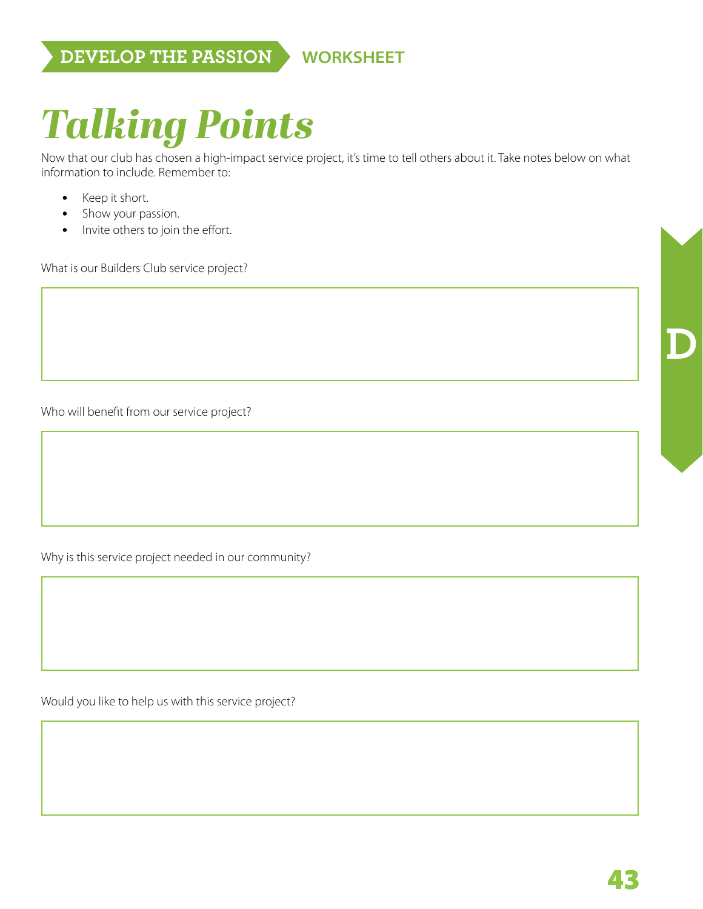DEVELOP THE PASSION WORKSHEET

# *Talking Points*

Now that our club has chosen a high-impact service project, it's time to tell others about it. Take notes below on what information to include. Remember to:

- Keep it short.
- Show your passion.
- Invite others to join the effort.

What is our Builders Club service project?

Who will benefit from our service project?

Why is this service project needed in our community?

Would you like to help us with this service project?